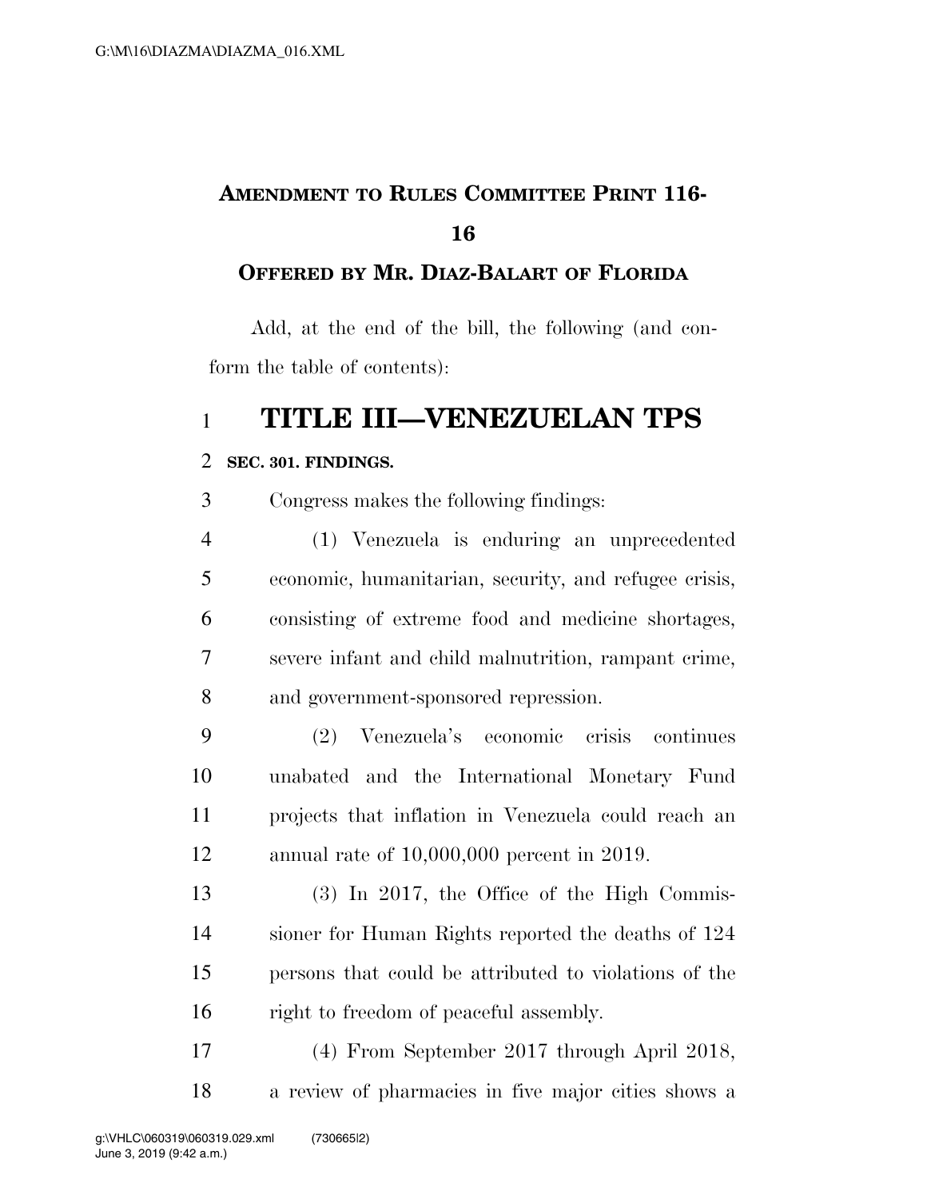**AMENDMENT TO RULES COMMITTEE PRINT 116-16**

**OFFERED BY MR. DIAZ-BALART OF FLORIDA**

Add, at the end of the bill, the following (and conform the table of contents):

# TITLE III—VENEZUELAN TPS

**SEC. 301. FINDINGS.**

Congress makes the following findings:

(1) Venezuela is enduring an unprecedented economic, humanitarian, security, and refugee crisis, consisting of extreme food and medicine shortages, severe infant and child malnutrition, rampant crime, and government-sponsored repression.

(2) Venezuela's economic crisis continues unabated and the International Monetary Fund projects that inflation in Venezuela could reach an annual rate of 10,000,000 percent in 2019.

(3) In 2017, the Office of the High Commissioner for Human Rights reported the deaths of 124 persons that could be attributed to violations of the right to freedom of peaceful assembly.

(4) From September 2017 through April 2018, a review of pharmacies in five major cities shows a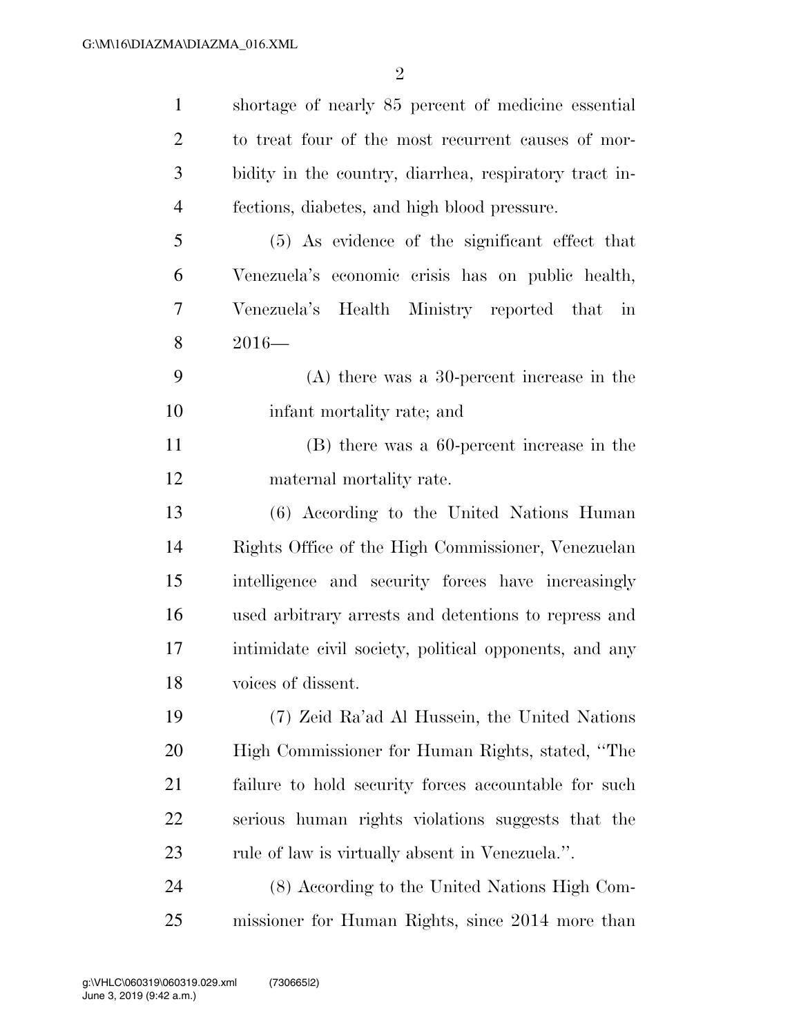shortage of nearly 85 percent of medicine essential to treat four of the most recurrent causes of morbidity in the country, diarrhea, respiratory tract infections, diabetes, and high blood pressure.

(5) As evidence of the significant effect that Venezuela's economic crisis has on public health, Venezuela's Health Ministry reported that in 2016—

(A) there was a 30-percent increase in the infant mortality rate; and

(B) there was a 60-percent increase in the maternal mortality rate.

(6) According to the United Nations Human Rights Office of the High Commissioner, Venezuelan intelligence and security forces have increasingly used arbitrary arrests and detentions to repress and intimidate civil society, political opponents, and any voices of dissent.

(7) Zeid Ra'ad Al Hussein, the United Nations High Commissioner for Human Rights, stated, ''The failure to hold security forces accountable for such serious human rights violations suggests that the rule of law is virtually absent in Venezuela.''.

(8) According to the United Nations High Commissioner for Human Rights, since 2014 more than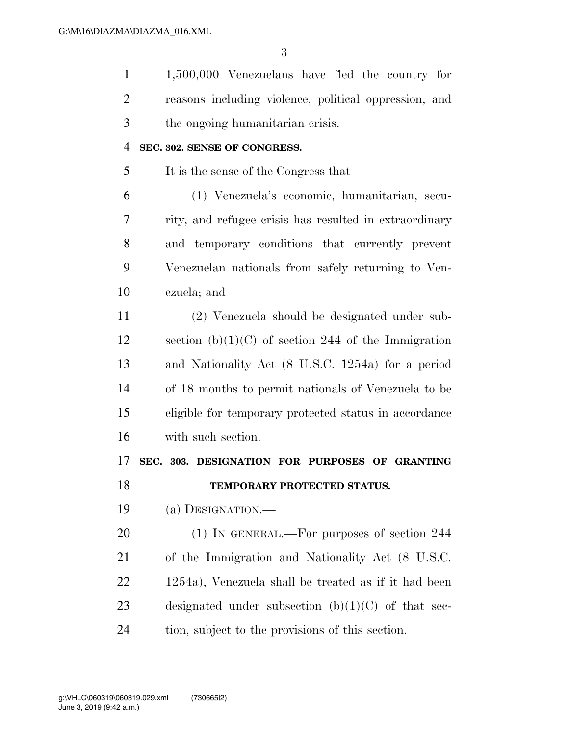1,500,000 Venezuelans have fled the country for reasons including violence, political oppression, and the ongoing humanitarian crisis.

**SEC. 302. SENSE OF CONGRESS.**

It is the sense of the Congress that—

(1) Venezuela's economic, humanitarian, security, and refugee crisis has resulted in extraordinary and temporary conditions that currently prevent Venezuelan nationals from safely returning to Venezuela; and

(2) Venezuela should be designated under subsection (b)(1)(C) of section 244 of the Immigration and Nationality Act (8 U.S.C. 1254a) for a period of 18 months to permit nationals of Venezuela to be eligible for temporary protected status in accordance with such section.

**SEC. 303. DESIGNATION FOR PURPOSES OF GRANTING TEMPORARY PROTECTED STATUS.**

(a) DESIGNATION.—

(1) IN GENERAL.—For purposes of section 244 of the Immigration and Nationality Act (8 U.S.C. 1254a), Venezuela shall be treated as if it had been designated under subsection (b)(1)(C) of that section, subject to the provisions of this section.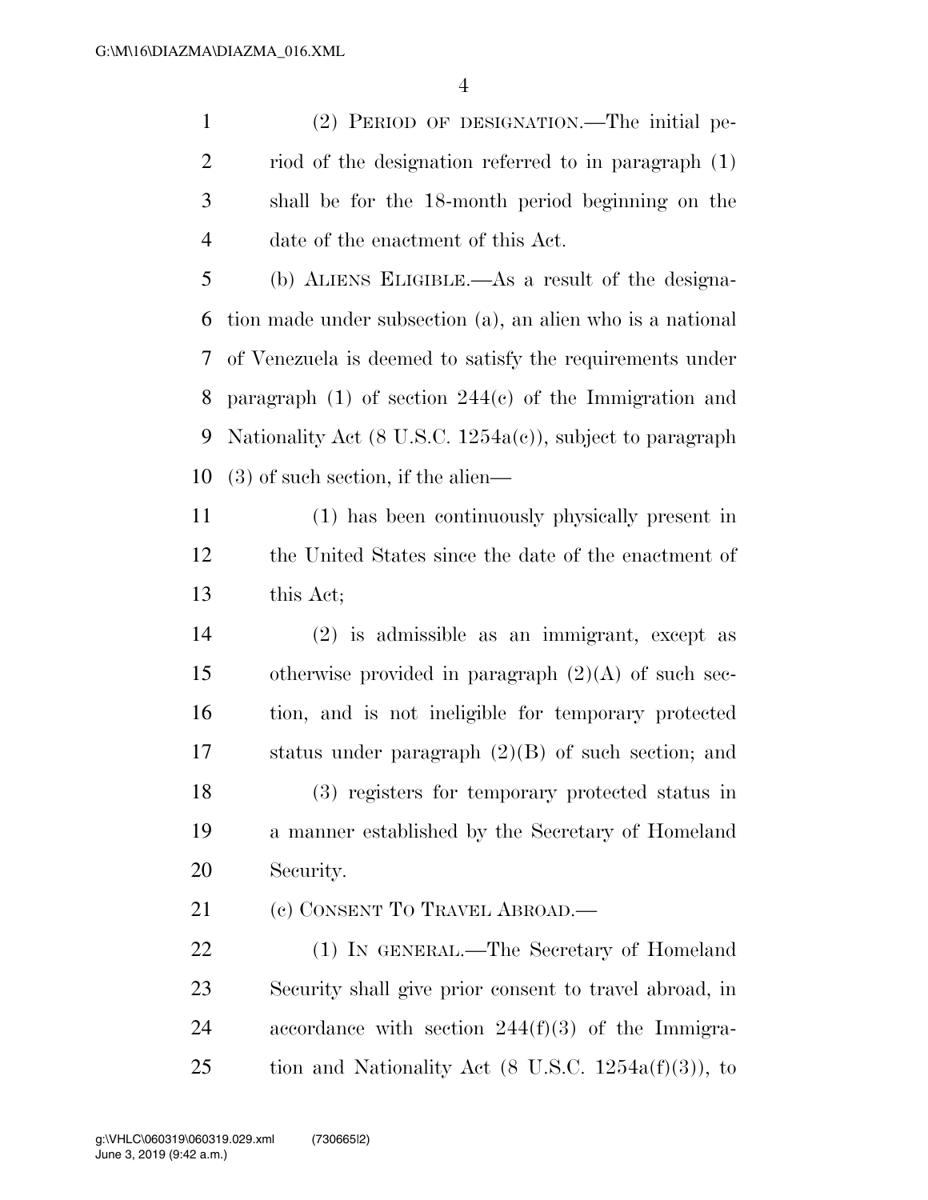(2) PERIOD OF DESIGNATION.—The initial period of the designation referred to in paragraph (1) shall be for the 18-month period beginning on the date of the enactment of this Act.

(b) ALIENS ELIGIBLE.—As a result of the designation made under subsection (a), an alien who is a national of Venezuela is deemed to satisfy the requirements under paragraph (1) of section 244(c) of the Immigration and Nationality Act (8 U.S.C. 1254a(c)), subject to paragraph (3) of such section, if the alien—

(1) has been continuously physically present in the United States since the date of the enactment of this Act;

(2) is admissible as an immigrant, except as otherwise provided in paragraph (2)(A) of such section, and is not ineligible for temporary protected status under paragraph (2)(B) of such section; and

(3) registers for temporary protected status in a manner established by the Secretary of Homeland Security.

(c) CONSENT TO TRAVEL ABROAD.—

(1) IN GENERAL.—The Secretary of Homeland Security shall give prior consent to travel abroad, in accordance with section 244(f)(3) of the Immigration and Nationality Act (8 U.S.C. 1254a(f)(3)), to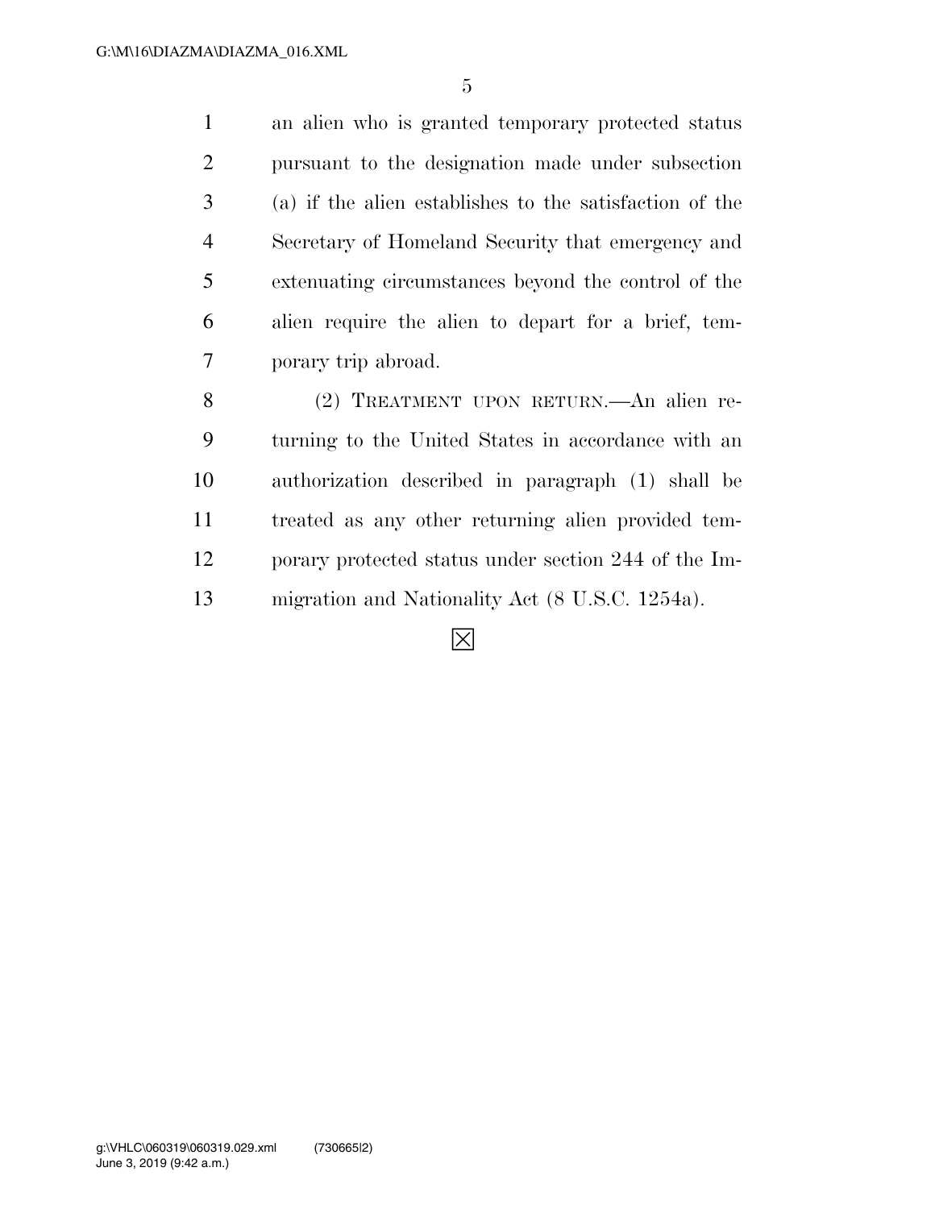an alien who is granted temporary protected status pursuant to the designation made under subsection (a) if the alien establishes to the satisfaction of the Secretary of Homeland Security that emergency and extenuating circumstances beyond the control of the alien require the alien to depart for a brief, temporary trip abroad.

(2) TREATMENT UPON RETURN.—An alien returning to the United States in accordance with an authorization described in paragraph (1) shall be treated as any other returning alien provided temporary protected status under section 244 of the Immigration and Nationality Act (8 U.S.C. 1254a).